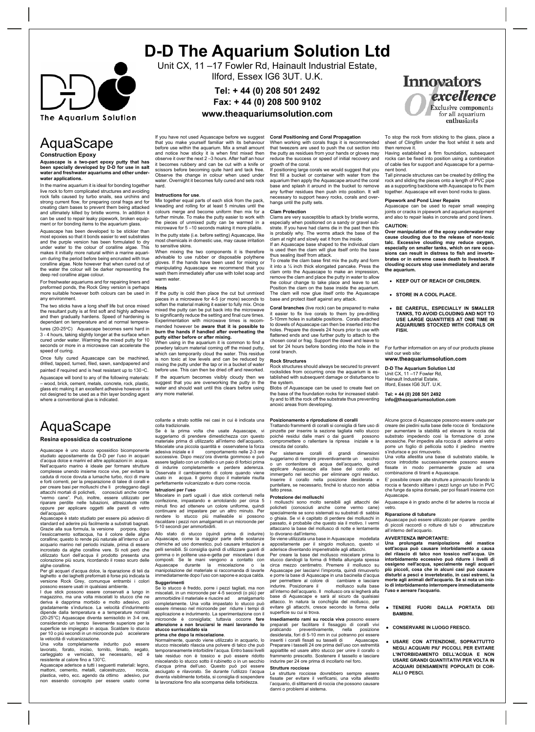# D-D The Aquarium Solution Ltd

Unit CX, 11 –17 Fowler Rd, Hainault Industrial Estate, Ilford, Essex IG6 3UT. U.K.

**Tel: + 44 (0) 208 501 2492**
**Fax: + 44 (0) 208 500 9102**
**www.theaquariumsolution.com**

The Aquarium Solution

Innovators of excellence
Exclusive components for all aquarium enthusiasts

# AquaScape

## Construction Epoxy

**Aquascape is a two-part epoxy putty that has been specially developed by D-D for use in salt water and freshwater aquariums and other underwater applications.**

In the marine aquarium it is ideal for bonding together live rock to form complicated structures and avoiding rock falls caused by turbo snails, sea urchins and strong current flow, for preparing coral frags and for creating clam bases to prevent them being attacked and ultimately killed by bristle worms. In addition it can be used to repair leaky pipework, broken equipment or for bonding items to the aquarium glass.

Aquascape has been developed to be stickier than most epoxies so that it bonds easier to wet substrates and the purple version has been formulated to dry under water to the colour of coralline algae. This makes it initially more natural within a marine aquarium during the period before being encrusted with true coralline algae. Note however that when cured out of the water the colour will be darker representing the deep red coralline algae colour.

For freshwater aquariums and for repairing liners and preformed ponds, the Rock Grey version is perhaps more suitable however both colours can be used in any environment.

The two sticks have a long shelf life but once mixed the resultant putty is at first soft and highly adhesive and then gradually hardens. Speed of hardening is dependant on temperature and at normal temperatures (20-25ºC) Aquascape becomes semi hard in 3 - 4 hours, taking slightly longer at the surface when cured under water. Warming the mixed putty for 10 seconds or more in a microwave can accelerate the speed of curing.

Once fully cured Aquascape can be machined, drilled, tapped, turned, filed, sawn, sandpapered and painted if required and is heat resistant up to 130ºC.

Aquascape will bond to any of the following materials: – wood, brick, cement, metals, concrete, rock, plastic, glass etc making it an excellent adhesive however it is not designed to be used as a thin layer bonding agent where a conventional glue is indicated.

If you have not used Aquascape before we suggest that you make yourself familiar with its behaviour before use within the aquarium. Mix a small amount and notice how sticky it is when first mixed then observe it over the next 2 –3 hours. After half an hour it becomes rubbery and can be cut with a knife or scissors before becoming quite hard and tack free. Observe the change in colour when used under water. Overnight it becomes fully cured and sets rock hard.

**Instructions for use**.
Mix together equal parts of each stick from the pack, kneading and rolling for at least 5 minutes until the colours merge and become uniform then mix for a further minute. To make the putty easier to work with the pieces of unmixed putty can be warmed in a microwave for 5 –10 seconds making it more pliable.

In the putty state (i.e. before setting) Aquascape, like most chemicals in domestic use, may cause irritation to sensitive skins.

When mixing the two components it is therefore advisable to use rubber or disposable polythene gloves. If the hands have been used for mixing or manipulating Aquascape we recommend that you wash them immediately after use with toilet soap and warm water.

**Hints**
If the putty is cold then place the cut but unmixed pieces in a microwave for 4-5 (or more) seconds to soften the material making it easier to fully mix. Once mixed the putty can be put back into the microwave to significantly reduce the setting and final cure times. Experimentation with microwave times is recommended however be **aware that it is possible to burn the hands if handled after overheating the putty either before or after mixing.**

When using in the aquarium it is common to find a powdery talcum material coming off the mixed putty, which can temporarily cloud the water. This residue is non toxic at low levels and can be reduced by mixing the putty under the tap or in a bucket of water before use. This can then be dried off and reworked.

If the aquarium becomes visibly cloudy then we suggest that you are overworking the putty in the water and should wait until this clears before using any more material.

**Coral Positioning and Coral Propagation**
When working with corals frags it is recommended that tweezers are used to push the cut section into the putty as residues from your hands or gloves may reduce the success or speed of initial recovery and growth of the coral.

If positioning large corals we would suggest that you first fill a bucket or container with water from the aquarium then apply the Aquascape around the coral base and splash it around in the bucket to remove any further residues then push into position. It will necessary to support heavy rocks, corals and overhangs until the putty sets.

**Clam Protection**
Clams are very susceptible to attack by bristle worms, especially when positioned on a sandy or gravel substrate. If you have had clams die in the past then this is probably why. The worms attack the base of the clam at night and slowly eat it from the inside.

If an Aquascape base shaped to the individual clam is used then the clam will glue itself onto the base thus sealing itself from attack.

To create the clam base first mix the putty and form it into a ¼ inch thick elongated pancake. Press the clam onto the Aquascape to make an impression, remove the clam and place the putty in water to allow the colour change to take place and leave to set. Position the clam on the base inside the aquarium. The clam will now glue itself onto the Aquascape base and protect itself against any attack.

**Coral branches** (live rock) can be prepared to make it easier to fix live corals to them by pre-drilling 5-10mm holes in suitable positions. Corals attached to dowels of Aquascape can then be inserted into the holes. Prepare the dowels 24 hours prior to use with flattened ends and use further putty to attach to the chosen coral or frag. Support the dowel and leave to set for 24 hours before bonding into the hole in the coral branch.

**Rock Structures**
Rock structures should always be secured to prevent rockslides from occurring once the aquarium is established with subsequent damage or disturbance to the system.

Blobs of Aquascape can be used to create feet on the base of the foundation rocks for increased stability and to lift the rock off the substrate thus preventing anoxic areas from developing.

To stop the rock from sticking to the glass, place a sheet of Clingfilm under the foot whilst it sets and then remove it.

Having established a firm foundation, subsequent rocks can be fixed into position using a combination of cable ties for support and Aquascape for a permanent bond.

Tall pinnacle structures can be created by drilling the rock and sliding the pieces onto a length of PVC pipe as a supporting backbone with Aquascape to fix them together. Aquascape will even bond rocks to glass.

**Pipework and Pond Liner Repairs**
Aquascape can be used to repair small weeping joints or cracks in pipework and aquarium equipment and also to repair leaks in concrete and pond liners.

**CAUTION:**
**Over manipulation of the epoxy underwater may cause clouding due to the release of non-toxic talc. Excessive clouding may reduce oxygen, especially on smaller tanks, which on rare occasions can result in distress to fish and invertebrates or in extreme cases death to livestock. If clouding occurs stop use immediately and aerate the aquarium.**

- **KEEP OUT OF REACH OF CHILDREN.**
- **STORE IN A COOL PLACE.**
- **BE CAREFUL, ESPECIALLY IN SMALLER TANKS, TO AVOID CLOUDING AND NOT TO USE LARGE QUANTITIES AT ONE TIME IN AQUARIUMS STOCKED WITH CORALS OR FISH.**

For further information on any of our products please visit our web site:
**www.theaquariumsolution.com**

**D-D The Aquarium Solution Ltd**
Unit CX, 11 –17 Fowler Rd,
Hainault Industrial Estate,
Ilford, Essex IG6 3UT. U.K.

**Tel: + 44 (0) 208 501 2492**
**info@theaquariumsolution.com**

# AquaScape

## Resina epossidica da costruzione

Aquascape è uno stucco epossidico bicomponente studiato appositamente da D-D per l'uso in acquari d'acqua dolce e marini ed altre applicazioni in acqua. Nell'acquario marino è ideale per formare strutture complesse unendo insieme rocce vive, per evitare la caduta di rocce dovuta a lumache turbo, ricci di mare e forti correnti, per la preparazione di talee di coralli e per creare basi per molluschi che li proteggano dagli attacchi mortali di policheti, conosciuti anche come "vermo cane". Può, inoltre, essere utilizzato per riparare perdite nelle tubazioni, attrezzature rotte oppure per applicare oggetti alle pareti di vetro dell'acquario.

Aquascape è stato studiato per essere più adesivo di standard ed aderire più facilmente a substrati bagnati. Grazie alla sua formula, la versione porpora, dopo l'essiccamento sottacqua, ha il colore delle alghe coralline; questo lo rende più naturale all'interno di un acquario marino nel periodo iniziale, prima di essere incrostato da alghe coralline vere. Si noti però che utilizzato fuori dell'acqua il prodotto presenta una colorazione più scura, ricordando il rosso scuro delle alghe coralline.

Per gli acquari d'acqua dolce, la riparazione di teli da laghetto e dei laghetti preformati è forse più indicata la versione Rock Grey, comunque entrambi i colori possono essere usati in qualsiasi ambiente.

I due stick possono essere conservati a lungo in magazzino, ma una volta miscelati lo stucco che ne deriva è dapprima morbido e molto adesivo, poi gradatamente s'indurisce. La velocità d'indurimento dipende dalla temperatura e a temperature normali (20-25°C) Aquascape diventa semisolido in 3-4 ore, considerando un tempo lievemente superiore per la superficie se impiegato in acqua. Scaldare lo stucco per 10 o più secondi in un microonde può accelerare la velocità di vulcanizzazione.

Una volta completamente indurito può essere lavorato, forato, inciso, tornito, limato, segato, carteggiato e verniciato, se necessario, ed è resistente al calore fino a 130°C.

Aquascape aderisce a tutti i seguenti materiali: legno, mattoni, cemento, metalli, calcestruzzo, roccia, plastica, vetro, ecc. agendo da ottimo adesivo, pur non essendo concepito per essere usato come collante a strato sottile nei casi in cui è indicata una colla tradizionale.

Se è la prima volta che usate Aquascape, vi suggeriamo di prendere dimestichezza con questo materiale prima di utilizzarlo all'interno dell'acquario. Miscelate una piccola quantità e osservatene la forza adesiva iniziale e il comportamento nelle 2-3 ore successive. Dopo mezz'ora diventa gommoso e può essere tagliato con un coltello o un paio di forbici prima di indurire completamente e perdere aderenza. Osservate il cambiamento di colore quando viene usato in acqua. Il giorno dopo il materiale risulta perfettamente vulcanizzato e duro come roccia.

**Istruzioni per l'uso**
Miscelare in parti uguali i due stick contenuti nella confezione, impastando e arrotolando per circa 5 minuti fino ad ottenere un colore uniforme, quindi continuare ad impastare per un altro minuto. Per rendere lo stucco più malleabile si possono riscaldare i pezzi non amalgamati in un microonde per 5-10 secondi per ammorbidirli.

Allo stato di stucco (quindi prima di indurire) Aquascape, come la maggior parte delle sostanze chimiche ad uso domestico, può causare irritazioni a pelli sensibili. Si consiglia quindi di utilizzare guanti di gomma o in politene usa-e-getta per miscelare i due composti. Se le mani vengono a contatto con Aquascape durante la miscelazione o la manipolazione del materiale si raccomanda di lavarle immediatamente dopo l'uso con sapone e acqua calda.

**Suggerimenti**
Se lo stucco è freddo, porre i pezzi tagliati, ma non miscelati, in un microonde per 4-5 secondi (o più) per ammorbidire il materiale e riuscire ad amalgamarlo completamente. Una volta impastato lo stucco può essere rimesso nel microonde per ridurre i tempi di applicazione e indurimento. La sperimentazione con il microonde è consigliata; tuttavia occorre **fare attenzione a non bruciarsi le mani lavorando lo stucco surriscaldato sia prima che dopo la miscelazione**.

Normalmente, quando viene utilizzato in acquario, lo stucco miscelato rilascia una polvere di talco che può temporaneamente intorbidire l'acqua. Entro bassi livelli tale residuo non è tossico e può essere ridotto miscelando lo stucco sotto il rubinetto o in un secchio d'acqua prima dell'uso. Questo può poi essere asciugato e rilavorato. Se durante l'utilizzo l'acqua diventa visibilmente torbida, si consiglia di sospendere la lavorazione fino alla scomparsa della torbidezza.

**Posizionamento e riproduzione di coralli**
Trattando frammenti di coralli si consiglia di fare uso di pinzette per inserire la sezione tagliata nello stucco poiché residui dalle mani o dai guanti possono compromettere o rallentare la ripresa iniziale e la crescita del corallo.

Per sistemare coralli di grandi dimensioni suggeriamo di riempire preventivamente un secchio o un contenitore di acqua dell'acquario, quindi applicare Aquascape alla base del corallo ed immergerlo nel secchio per eliminare ogni residuo. Inserire il corallo nella posizione desiderata e puntellare, se necessario, finché lo stucco non abbia fatto presa.

**Protezione dei molluschi**
I molluschi sono molto sensibili agli attacchi dei policheti (conosciuti anche come vermo cane) specialmente se sono sistemati su substrati di sabbia o ghiaia. Se vi è capitato di perdere dei molluschi in passato, è probabile che questo sia il motivo. I vermi attaccano la base del mollusco di notte e lentamente lo divorano dall'interno.

Se viene utilizzata una base in Aquascape modellata appositamente per il singolo mollusco, questo vi aderisce diventando impenetrabile agli attacchi.

Per creare la base del mollusco miscelare prima lo stucco dandogli la forma di frittella allungata spessa circa mezzo centimetro. Premere il mollusco su Aquascape per lasciarvi l'impronta, quindi rimuoverlo e porre la base di Aquascape in una bacinella d'acqua per permettere al colore di cambiare e lasciare indurire. Posizionare il mollusco sulla base all'interno dell'acquario. Il mollusco ora si legherà alla base di Aquascape e sarà al sicuro da qualsiasi attacco. In natura la conchiglia del mollusco, per evitare gli attacchi, cresce secondo la forma della superficie su cui si trova.

**Insediamento rami su roccia viva** possono essere preparati per facilitare il fissaggio di coralli vivi praticando preventivamente, nella posizione desiderata, fori di 5-10 mm in cui potranno poi essere inseriti i coralli fissati su tasselli di Aquascape. Preparare i tasselli 24 ore prima dell'uso con estremità appiattite ed usare altro stucco per unire il corallo o frammento prescelto. Sostenere il tassello e lasciare indurire per 24 ore prima di incollarlo nel foro.

**Strutture rocciose**
Le strutture rocciose dovrebbero sempre essere fissate per evitare il verificarsi, una volta allestito l'acquario, di slittamenti di roccia che possono causare danni o problemi al sistema.

Alcune gocce di Aquascape possono essere usate per creare dei piedini sulla base delle rocce di fondazione per aumentare la stabilità ed elevare la roccia dal substrato impedendo così la formazione di zone anossiche. Per impedire alla roccia di aderire al vetro porre un foglio di pellicola sotto il piedino mentre s'indurisce e poi rimuoverlo.

Una volta allestita una base di substrato stabile, le rocce introdotte successivamente possono essere fissate in modo permanente grazie ad una combinazione di tiranti e Aquascape.

E' possibile creare alte strutture a pinnacolo forando la roccia e facendo slittare i pezzi lungo un tubo in PVC che funge da spina dorsale, per poi fissarli insieme con Aquascape.

Aquascape è in grado anche di far aderire la roccia al vetro.

**Riparazione di tubature**
Aquascape può essere utilizzato per riparare perdite di piccoli raccordi o rotture di tubi o attrezzature all'interno dell'acquario.

**AVVERTENZA IMPORTANTE:**
**Una prolungata manipolazione del mastice sott'acqua può causare intorbidamento a causa del rilascio di talco non tossico nell'acqua. Un intorbidamento eccessivo può ridurre i livelli di ossigeno nell'acqua, specialmente negli acquari più piccoli, cosa che in alcuni casi può causare disturbi a pesci e invertebrati, in casi estremi, la morte agli animali dell'acquario. Se si nota un inizio di intorbidamento interrompere immediatamente l'uso e aereare l'acquario.**

- **TENERE FUORI DALLA PORTATA DEI BAMBINI.**
- **CONSERVARE IN LUOGO FRESCO.**
- **USARE CON ATTENZIONE, SOPRATTUTTO NEGLI ACQUARI PIU' PICCOLI, PER EVITARE L'INTORBIDAMENTO DELL'ACQUA E NON USARE GRANDI QUANTITATIVI PER VOLTA IN ACQUARI DENSAMENTE POPOLATI DI CORALLI O PESCI.**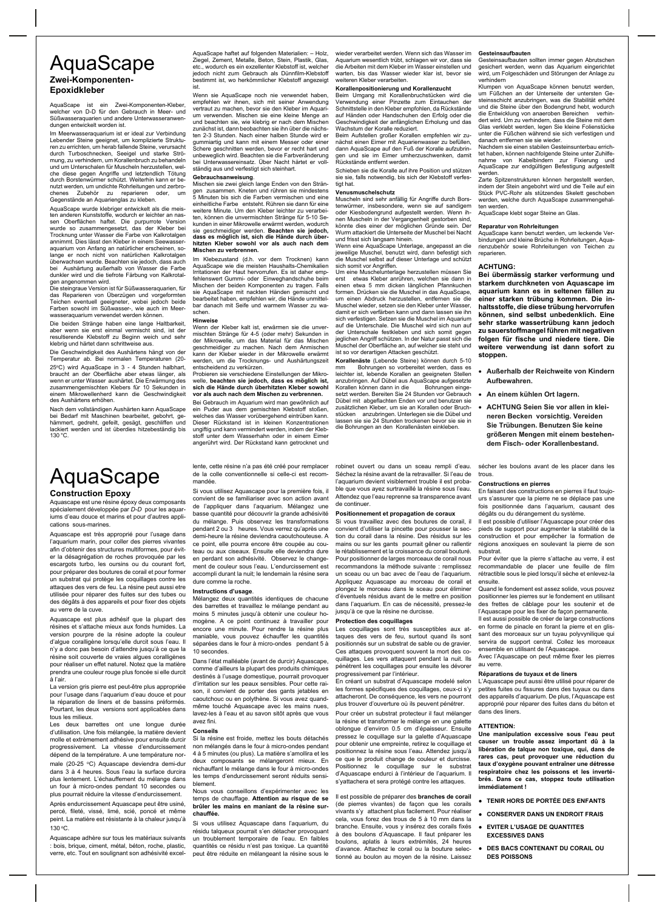# AquaScape

## Zwei-Komponenten-Epoxidkleber

AquaScape ist ein Zwei-Komponenten-Kleber, welcher von D-D für den Gebrauch in Meer- und Süßwasseraquarien und andere Unterwasseranwendungen entwickelt worden ist.

Im Meerwasseraquarium ist er ideal zur Verbindung Lebender Steine geeignet, um komplizierte Strukturen zu errichten, um herab fallende Steine, verursacht durch Turboschnecken, Seeigel und starke Strömung, zu verhindern, um Korallenbruch zu behandeln und um Unterschalen für Muscheln herzustellen, welche diese gegen Angriffe und letztendlich Tötung durch Borstenwürmer schützt. Weiterhin kann er benutzt werden, um undichte Rohrleitungen und zerbrochenes Zubehör zu reparieren oder, um Gegenstände an Aquarienglas zu kleben.

AquaScape wurde klebriger entwickelt als die meisten anderen Kunststoffe, wodurch er leichter an nassen Oberflächen haftet. Die purpurrote Version wurde so zusammengesetzt, das der Kleber bei Trocknung unter Wasser die Farbe von Kalkrotalgen annimmt. Dies lässt den Kleber in einem Seewasseraquarium von Anfang an natürlicher erscheinen, solange er noch nicht von natürlichen Kalkrotalgen überwachsen wurde. Beachten sie jedoch, dass auch bei Aushärtung außerhalb von Wasser die Farbe dunkler wird und die tiefrote Färbung von Kalkrotalgen angenommen wird.

Die steingraue Version ist für Süßwasseraquarien, für das Reparieren von Überzügen und vorgeformten Teichen eventuell geeigneter, wobei jedoch beide Farben sowohl im Süßwasser-, wie auch im Meerwasseraquarium verwendet werden können.

Die beiden Stränge haben eine lange Haltbarkeit, aber wenn sie erst einmal vermischt sind, ist der resultierende Klebstoff zu Beginn weich und sehr klebrig und härtet dann schrittweise aus.

Die Geschwindigkeit des Aushärtens hängt von der Temperatur ab. Bei normalen Temperaturen (20-25°C) wird AquaScape in 3 - 4 Stunden halbhart, braucht an der Oberfläche aber etwas länger, als wenn er unter Wasser aushärtet. Die Erwärmung des zusammengemischten Klebers für 10 Sekunden in einem Mikrowellenherd kann die Geschwindigkeit des Aushärtens erhöhen.

Nach dem vollständigen Aushärten kann AquaScape bei Bedarf mit Maschinen bearbeitet, gebohrt, gehämmert, gedreht, gefeilt, gesägt, geschliffen und lackiert werden und ist überdies hitzebeständig bis 130 °C.

AquaScape haftet auf folgenden Materialien: – Holz, Ziegel, Zement, Metalle, Beton, Stein, Plastik, Glas, etc., wodurch es ein exzellenter Klebstoff ist, welcher jedoch nicht zum Gebrauch als Dünnfilm-Klebstoff bestimmt ist, wo herkömmlicher Klebstoff angezeigt ist.

Wenn sie AquaScape noch nie verwendet haben, empfehlen wir ihnen, sich mit seiner Anwendung vertraut zu machen, bevor sie den Kleber im Aquarium verwenden. Mischen sie eine kleine Menge an und beachten sie, wie klebrig er nach dem Mischen zunächst ist, dann beobachten sie ihn über die nächsten 2-3 Stunden. Nach einer halben Stunde wird er gummiartig und kann mit einem Messer oder einer Schere geschnitten werden, bevor er recht hart und unbeweglich wird. Beachten sie die Farbveränderung bei Unterwassereinsatz. Über Nacht härtet er vollständig aus und verfestigt sich steinhart.

### Gebrauchsanweisung

Mischen sie zwei gleich lange Enden von den Strängen zusammen. Kneten und rühren sie mindestens 5 Minuten bis sich die Farben vermischen und eine einheitliche Farbe entsteht. Rühren sie dann für eine weitere Minute. Um den Kleber leichter zu verarbeiten, können die unvermischten Stränge für 5-10 Sekunden in einer Mikrowelle erwärmt werden, wodurch sie geschmeidiger werden. **Beachten sie jedoch, dass es möglich ist, sich die Hände durch überhitzten Kleber sowohl vor als auch nach dem Mischen zu verbrennen.**

Im Klebezustand (d.h. vor dem Trocknen) kann AquaScape wie die meisten Haushalts-Chemikalien Irritationen der Haut hervorrufen. Es ist daher empfehlenswert Gummi- oder Einweghandschuhe beim Mischen der beiden Komponenten zu tragen. Falls sie AquaScape mit nackten Händen gemischt und bearbeitet haben, empfehlen wir, die Hände unmittelbar danach mit Seife und warmem Wasser zu waschen.

### Hinweise

Wenn der Kleber kalt ist, erwärmen sie die unvermischten Stränge für 4-5 (oder mehr) Sekunden in der Mikrowelle, um das Material für das Mischen geschmeidiger zu machen. Nach dem Anmischen kann der Kleber wieder in der Mikrowelle erwärmt werden, um die Trocknungs- und Aushärtungszeit entscheidend zu verkürzen.

Probieren sie verschiedene Einstellungen der Mikrowelle, **beachten sie jedoch, dass es möglich ist, sich die Hände durch überhitzten Kleber sowohl vor als auch nach dem Mischen zu verbrennen.**

Bei Gebrauch im Aquarium wird man gewöhnlich auf ein Puder aus dem gemischten Klebstoff stoßen, welches das Wasser vorübergehend eintrüben kann. Dieser Rückstand ist in kleinen Konzentrationen ungiftig und kann vermindert werden, indem der Klebstoff unter dem Wasserhahn oder in einem Eimer angerührt wird. Der Rückstand kann getrocknet und wieder verarbeitet werden. Wenn sich das Wasser im Aquarium wesentlich trübt, schlagen wir vor, dass sie die Arbeiten mit dem Kleber im Wasser einstellen und warten, bis das Wasser wieder klar ist, bevor sie weiteren Kleber verarbeiten.

### Korallenpositionierung und Korallenzucht

Beim Umgang mit Korallenbruchstücken wird die Verwendung einer Pinzette zum Eintauchen der Schnittstelle in den Kleber empfohlen, da Rückstände auf Händen oder Handschuhen den Erfolg oder die Geschwindigkeit der anfänglichen Erholung und das Wachstum der Koralle reduziert.

Beim Aufstellen großer Korallen empfehlen wir zunächst einen Eimer mit Aquarienwasser zu befüllen, dann AquaScape auf den Fuß der Koralle aufzubringen und sie im Eimer umherzuschwenken, damit Rückstände entfernt werden.

Schieben sie die Koralle auf ihre Position und stützen sie sie, falls notwendig, bis sich der Klebstoff verfestigt hat.

### Venusmuschelschutz

Muscheln sind sehr anfällig für Angriffe durch Borstenwürmer, insbesondere, wenn sie auf sandigem oder Kiesbodengrund aufgestellt werden. Wenn ihnen Muscheln in der Vergangenheit gestorben sind, könnte dies einer der möglichen Gründe sein. Der Wurm attackiert die Unterseite der Muschel bei Nacht und frisst sich langsam hinein.

Wenn eine AquaScape Unterlage, angepasst an die jeweilige Muschel, benutzt wird, dann befestigt sich die Muschel selbst auf dieser Unterlage und schützt sich somit vor Angriffen.

Um eine Muschelunterlage herzustellen müssen Sie erst etwas Kleber anrühren, welchen sie dann in einen etwa 5 mm dicken länglichen Pfannkuchen formen. Drücken sie die Muschel in das AquaScape, um einen Abdruck herzustellen, entfernen sie die Muschel wieder, setzen sie den Kleber unter Wasser, damit er sich verfärben kann und dann lassen sie ihn sich verfestigen. Setzen sie die Muschel im Aquarium auf die Unterschale. Die Muschel wird sich nun auf der Unterschale festkleben und sich somit gegen jeglichen Angriff schützen. In der Natur passt sich die Muschel der Oberfläche an, auf welcher sie steht und ist so vor derartigen Attacken geschützt.

**Korallenäste** (Lebende Steine) können durch 5-10 mm Bohrungen so vorbereitet werden, dass es leichter ist, lebende Korallen an geeigneten Stellen anzubringen. Auf Dübel aus AquaScape aufgesetzte Korallen können dann in die Bohrungen eingesetzt werden. Bereiten Sie 24 Stunden vor Gebrauch Dübel mit abgeflachten Enden vor und benutzen sie zusätzlichen Kleber, um sie an Korallen oder Bruchstücken anzubringen. Unterlegen sie die Dübel und lassen sie sie 24 Stunden trockenen bevor sie sie in die Bohrungen an den Korallenästen einkleben.

### Gesteinsaufbauten

Gesteinsaufbauten sollten immer gegen Abrutschen gesichert werden, wenn das Aquarium eingerichtet wird, um Folgeschäden und Störungen der Anlage zu verhindern

Klumpen von AquaScape können benutzt werden, um Füßchen an der Unterseite der untersten Gesteinsschicht anzubringen, was die Stabilität erhöht und die Steine über den Bodengrund hebt, wodurch die Entwicklung von anaeroben Bereichen verhindert wird. Um zu verhindern, dass die Steine mit dem Glas verklebt werden, legen Sie kleine Folienstücke unter die Füßchen während sie sich verfestigen und danach entfernen sie sie wieder.

Nachdem sie einen stabilen Gesteinsunterbau errichtet haben, können nachfolgende Steine unter Zuhilfenahme von Kabelbindern zur Fixierung und AquaScape zur endgültigen Befestigung aufgestellt werden.

Zarte Spitzenstrukturen können hergestellt werden, indem der Stein angebohrt wird und die Teile auf ein Stück PVC-Rohr als stützendes Skelett geschoben werden, welche durch AquaScape zusammengehalten werden.

AquaScape klebt sogar Steine an Glas.

### Reparatur von Rohrleitungen

AquaScape kann benutzt werden, um leckende Verbindungen und kleine Brüche in Rohrleitungen, Aquarienzubehör sowie Rohrleitungen von Teichen zu reparieren.

### ACHTUNG:

**Bei übermässig starker verformung und starkem durchkneten von Aquascape im aquarium kann es in seltenen fällen zu einer starken trübung kommen. Die inhaltsstoffe, die diese trübung hervorrufen können, sind selbst unbedenklich. Eine sehr starke wassertrübung kann jedoch zu sauerstoffmangel führen mit negativen folgen für fische und niedere tiere. Die weitere verwendung ist dann sofort zu stoppen.**

- **Außerhalb der Reichweite von Kindern Aufbewahren.**
- **An einem kühlen Ort lagern.**
- **ACHTUNG Seien Sie vor allen in kleineren Becken vorsichtig. Vereiden Sie Trübungen. Benutzen Sie keine größeren Mengen mit einem bestehendem Fisch- oder Korallenbestand.**

# AquaScape

## Construction Epoxy

Aquascape est une résine époxy deux composants spécialement développée par *D-D* pour les aquariums d'eau douce et marins et pour d'autres applications sous-marines.

Aquascape est très approprié pour l'usage dans l'aquarium marin, pour coller des pierres vivantes afin d'obtenir des structures multiformes, pour éviter la désagrégation de roches provoquée par les escargots turbo, les oursins ou du courant fort, pour préparer des boutures de corail et pour former un substrat qui protège les coquillages contre les attaques des vers de feu. La résine peut aussi être utilisée pour réparer des fuites sur des tubes ou des dégâts à des appareils et pour fixer des objets au verre de la cuve.

Aquascape est plus adhésif que la plupart des résines et s'attache mieux aux fonds humides. La version pourpre de la résine adopte la couleur d'algue corallligène lorsqu'elle durcit sous l'eau. Il n'y a donc pas besoin d'attendre jusqu'à ce que la résine soit couverte de vraies algues corallligènes pour réaliser un effet naturel. Notez que la matière prendra une couleur rouge plus foncée si elle durcit à l'air.

La version gris pierre est peut-être plus appropriée pour l'usage dans l'aquarium d'eau douce et pour la réparation de liners et de bassins préformés. Pourtant, les deux versions sont applicables dans tous les milieux.

Les deux barrettes ont une longue durée d'utilisation. Une fois mélangée, la matière devient molle et extrêmement adhésive pour ensuite durcir progressivement. La vitesse d'endurcissement dépend de la température. A une température normale (20-25 °C) Aquascape deviendra demi-dur dans 3 à 4 heures. Sous l'eau la surface durcira plus lentement. L'échauffement du mélange dans un four à micro-ondes pendant 10 secondes ou plus pourrait réduire la vitesse d'endurcissement.

Après endurcissement Aquascape peut être usiné, percé, fileté, vissé, limé, scié, poncé et même peint. La matière est résistante à la chaleur jusqu'à 130 °C.

Aquascape adhère sur tous les matériaux suivants : bois, brique, ciment, métal, béton, roche, plastic, verre, etc. Tout en soulignant son adhésivité excellente, cette résine n'a pas été créé pour remplacer de la colle conventionnelle si celle-ci est recommandée.

Si vous utilisez Aquascape pour la première fois, il convient de se familiariser avec son action avant de l'appliquer dans l'aquarium. Mélangez une basse quantité pour découvrir la grande adhésivité du mélange. Puis observez les transformations pendant 2 ou 3 heures. Vous verrez qu'après une demi-heure la résine deviendra caoutchouteuse. A ce point, elle pourra encore être coupée au couteau ou aux ciseaux. Ensuite elle deviendra dure en perdant son adhésivité. Observez le changement de couleur sous l'eau. L'endurcissement est accompli durant la nuit; le lendemain la résine sera dure comme la roche.

### Instructions d'usage.

Mélangez deux quantités identiques de chacune des barrettes et travaillez le mélange pendant au moins 5 minutes jusqu'à obtenir une couleur homogène. A ce point continuez à travailler pour encore une minute. Pour rendre la résine plus maniable, vous pouvez échauffer les quantités séparées dans le four à micro-ondes pendant 5 à 10 secondes.

Dans l'état malléable (avant de durcir) Aquascape, comme d'ailleurs la plupart des produits chimiques destinés à l'usage domestique, pourrait provoquer d'irritation sur les peaux sensibles. Pour cette raison, il convient de porter des gants jetables en caoutchouc ou en polythène. Si vous avez quand-même touché Aquascape avec les mains nues, lavez-les à l'eau et au savon sitôt après que vous avez fini.

### Conseils

Si la résine est froide, mettez les bouts détachés non mélangés dans le four à micro-ondes pendant 4 à 5 minutes (ou plus). La matière s'amollira et les deux composants se mélangeront mieux. En réchauffant le mélange dans le four à micro-ondes les temps d'endurcissement seront réduits sensiblement.

Nous vous conseillons d'expérimenter avec les temps de chauffage. **Attention au risque de se brûler les mains en maniant de la résine surchauffée.**

Si vous utilisez Aquascape dans l'aquarium, du résidu talqueux pourrait s'en détacher provoquant un troublement temporaire de l'eau. En faibles quantités ce résidu n'est pas toxique. La quantité peut être réduite en mélangeant la résine sous le robinet ouvert ou dans un sceau rempli d'eau. Séchez la résine avant de la retravailler. Si l'eau de l'aquarium devient visiblement trouble il est probable que vous ayez surtravaillé la résine sous l'eau. Attendez que l'eau reprenne sa transparence avant de continuer.

### Positionnement et propagation de coraux

Si vous travaillez avec des boutures de corail, il convient d'utiliser la pincette pour pousser la section du corail dans la résine. Des résidus sur les mains ou sur les gants pourrait gêner ou ralentir le rétablissement et la croissance du corail bouturé. Pour positionner de larges morceaux de corail nous recommandons la méthode suivante : remplissez un sceau ou un bac avec de l'eau de l'aquarium. Appliquez Aquascape au morceau de corail et plongez le morceau dans le sceau pour éliminer d'éventuels résidus avant de le mettre en position dans l'aquarium. En cas de nécessité, pressez-le jusqu'à ce que la résine ne durcisse.

### Protection des coquillages

Les coquillages sont très susceptibles aux attaques des vers de feu, surtout quand ils sont positionnés sur un substrat de sable ou de gravier. Ces attaques provoquent souvent la mort des coquillages. Les vers attaquent pendant la nuit. Ils pénètrent les coquillages pour ensuite les dévorer progressivement par l'intérieur.

En créant un substrat d'Aquascape modelé selon les formes spécifiques des coquillages, ceux-ci s'y attacheront. De conséquence, les vers ne pourront plus trouver d'ouverture où ils peuvent pénétrer.

Pour créer un substrat protecteur il faut mélanger la résine et transformer le mélange en une galette oblongue d'environ 0.5 cm d'épaisseur. Ensuite pressez le coquillage sur la galette d'Aquascape pour obtenir une empreinte, retirez le coquillage et positionnez la résine sous l'eau. Attendez jusqu'à ce que le produit change de couleur et durcisse. Positionnez le coquillage sur le substrat d'Aquascape endurci à l'intérieur de l'aquarium. Il s'yattachera et sera protégé contre les attaques.

Il est possible de préparer des **branches de corail** (de pierres vivantes) de façon que les corails vivants s'y attachent plus facilement. Pour réaliser cela, vous forez des trous de 5 à 10 mm dans la branche. Ensuite, vous y insérez des corails fixés à des boulons d'Aquascape. Il faut préparer les boulons, aplatis à leurs extrémités, 24 heures d'avance. Attachez le corail ou la bouture sélectionné au boulon au moyen de la résine. Laissez sécher les boulons avant de les placer dans les trous.

### Constructions en pierres

En faisant des constructions en pierres il faut toujours s'assurer que la pierre ne se déplace pas une fois positionnée dans l'aquarium, causant des dégâts ou du dérangement du système.

Il est possible d'utiliser l'Aquascape pour créer des pieds de support pour augmenter la stabilité de la construction et pour empêcher la formation de régions anoxiques en soulevant la pierre de son substrat.

Pour éviter que la pierre s'attache au verre, il est recommandable de placer une feuille de film rétractible sous le pied lorsqu'il sèche et enlevez-la ensuite.

Quand le fondement est assez solide, vous pouvez positionner les pierres sur le fondement en utilisant des frettes de câblage pour les soutenir et de l'Aquascape pour les fixer de façon permanente.

Il est aussi possible de créer de large constructions en forme de pinacle en forant la pierre et en glissant des morceaux sur un tuyau polyvynilique qui servira de support central. Collez les morceaux ensemble en utilisant de l'Aquascape.

Avec l'Aquascape on peut même fixer les pierres au verre.

### Réparations de tuyaux et de liners

L'Aquascape peut aussi être utilisé pour réparer de petites fuites ou fissures dans des tuyaux ou dans des appareils d'aquarium. De plus, l'Aquascape est approprié pour réparer des fuites dans du béton et dans des liners.

### ATTENTION:

**Une manipulation excessive sous l'eau peut causer un trouble assez important dû à la libération de talque non toxique, qui, dans de rares cas, peut provoquer une réduction du taux d'oxygène pouvant entraîner une détresse respiratoire chez les poissons et les invertébrés. Dans ce cas, stoppez toute utilisation immédiatement !**

- **TENIR HORS DE PORTÉE DES ENFANTS**
- **CONSERVER DANS UN ENDROIT FRAIS**
- **EVITER L'USAGE DE QUANTITES EXCESSIVES DANS**
- **DES BACS CONTENANT DU CORAIL OU DES POISSONS**